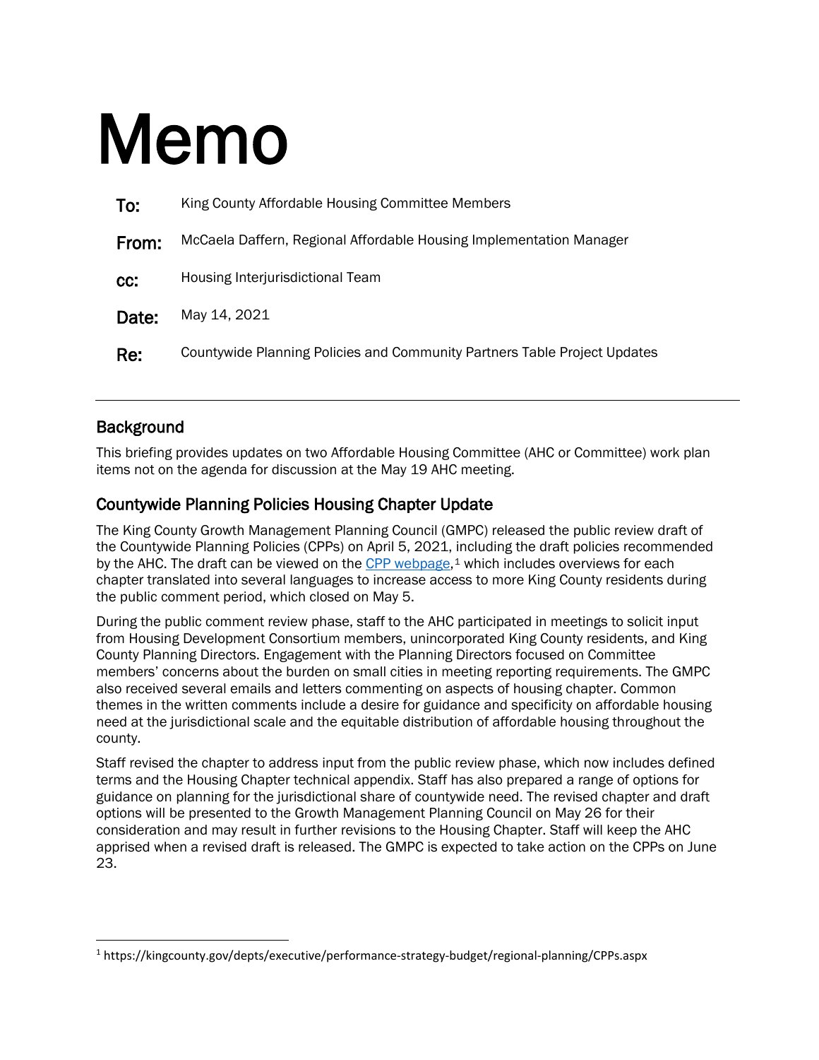# Memo

**To:** King County Affordable Housing Committee Members

**From:** McCaela Daffern, Regional Affordable Housing Implementation Manager

**cc:** Housing Interjurisdictional Team

**Date:** May 14, 2021

**Re:** Countywide Planning Policies and Community Partners Table Project Updates

---

## Background

This briefing provides updates on two Affordable Housing Committee (AHC or Committee) work plan items not on the agenda for discussion at the May 19 AHC meeting.

## Countywide Planning Policies Housing Chapter Update

The King County Growth Management Planning Council (GMPC) released the public review draft of the Countywide Planning Policies (CPPs) on April 5, 2021, including the draft policies recommended by the AHC. The draft can be viewed on the CPP webpage,[1] which includes overviews for each chapter translated into several languages to increase access to more King County residents during the public comment period, which closed on May 5.

During the public comment review phase, staff to the AHC participated in meetings to solicit input from Housing Development Consortium members, unincorporated King County residents, and King County Planning Directors. Engagement with the Planning Directors focused on Committee members' concerns about the burden on small cities in meeting reporting requirements. The GMPC also received several emails and letters commenting on aspects of housing chapter. Common themes in the written comments include a desire for guidance and specificity on affordable housing need at the jurisdictional scale and the equitable distribution of affordable housing throughout the county.

Staff revised the chapter to address input from the public review phase, which now includes defined terms and the Housing Chapter technical appendix. Staff has also prepared a range of options for guidance on planning for the jurisdictional share of countywide need. The revised chapter and draft options will be presented to the Growth Management Planning Council on May 26 for their consideration and may result in further revisions to the Housing Chapter. Staff will keep the AHC apprised when a revised draft is released. The GMPC is expected to take action on the CPPs on June 23.

---

[1] https://kingcounty.gov/depts/executive/performance-strategy-budget/regional-planning/CPPs.aspx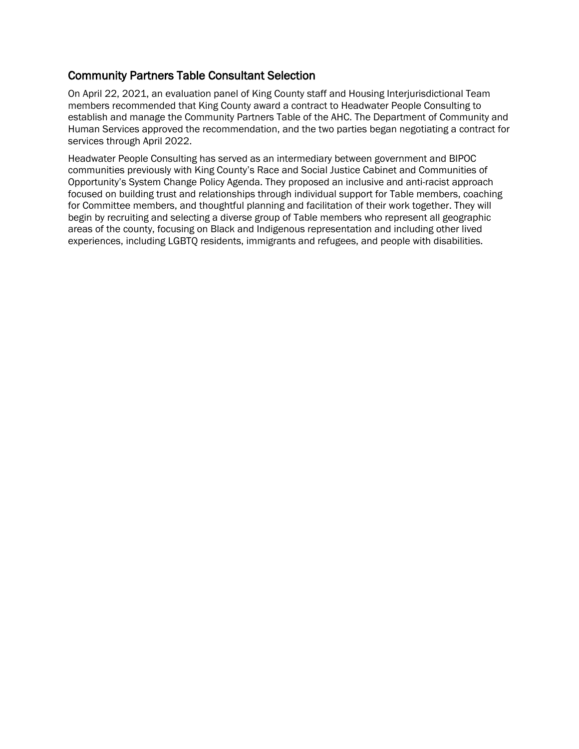## Community Partners Table Consultant Selection

On April 22, 2021, an evaluation panel of King County staff and Housing Interjurisdictional Team members recommended that King County award a contract to Headwater People Consulting to establish and manage the Community Partners Table of the AHC. The Department of Community and Human Services approved the recommendation, and the two parties began negotiating a contract for services through April 2022.

Headwater People Consulting has served as an intermediary between government and BIPOC communities previously with King County's Race and Social Justice Cabinet and Communities of Opportunity's System Change Policy Agenda. They proposed an inclusive and anti-racist approach focused on building trust and relationships through individual support for Table members, coaching for Committee members, and thoughtful planning and facilitation of their work together. They will begin by recruiting and selecting a diverse group of Table members who represent all geographic areas of the county, focusing on Black and Indigenous representation and including other lived experiences, including LGBTQ residents, immigrants and refugees, and people with disabilities.